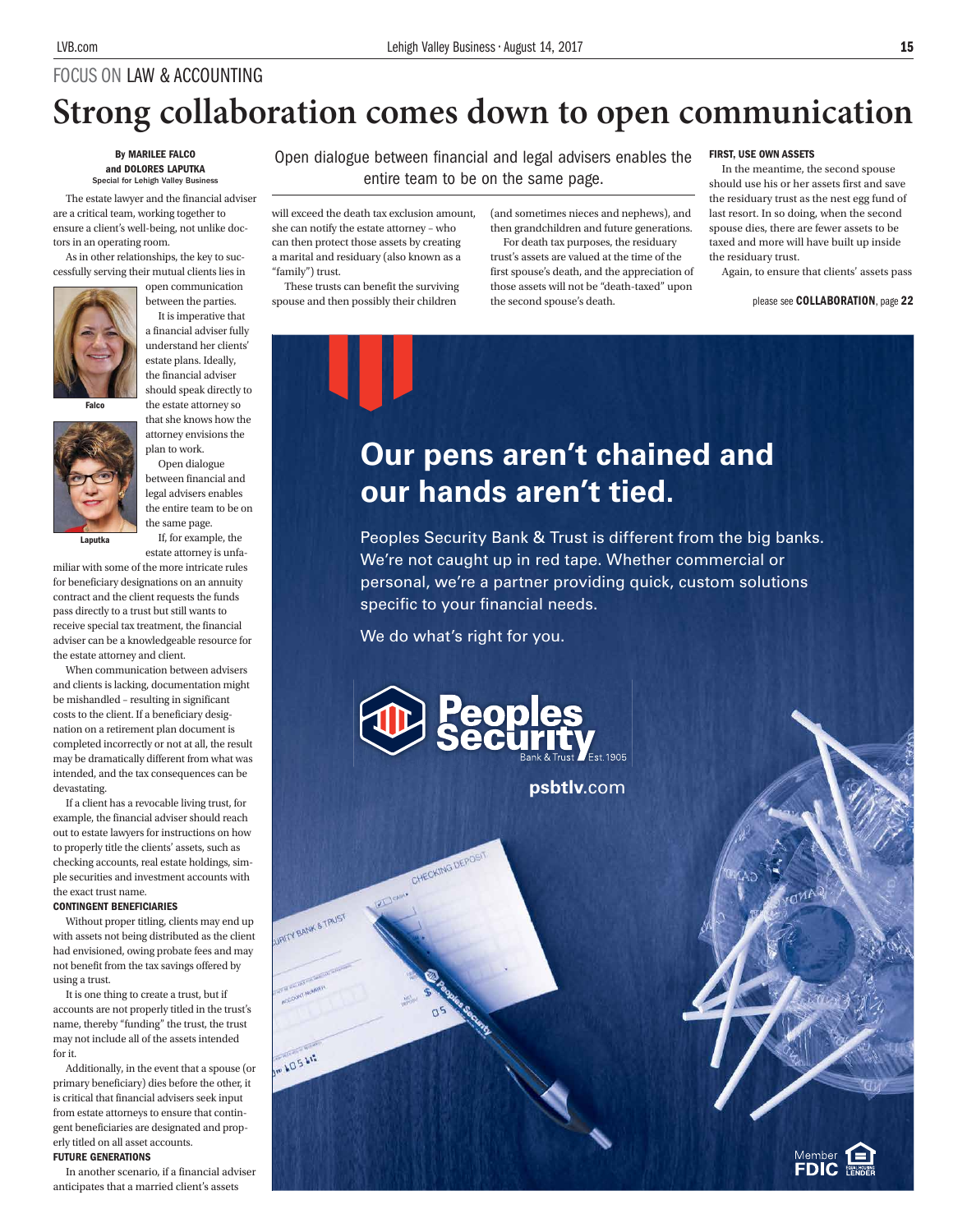FOCUS ON LAW & ACCOUNTING

# Strong collaboration comes down to open communication

**By MARILEE FALCO and DOLORES LAPUTKA**
Special for Lehigh Valley Business

*Open dialogue between financial and legal advisers enables the entire team to be on the same page.*

The estate lawyer and the financial adviser are a critical team, working together to ensure a client's well-being, not unlike doctors in an operating room.

As in other relationships, the key to successfully serving their mutual clients lies in open communication between the parties.

Falco

Laputka

It is imperative that a financial adviser fully understand her clients' estate plans. Ideally, the financial adviser should speak directly to the estate attorney so that she knows how the attorney envisions the plan to work.

Open dialogue between financial and legal advisers enables the entire team to be on the same page.

If, for example, the estate attorney is unfamiliar with some of the more intricate rules for beneficiary designations on an annuity contract and the client requests the funds pass directly to a trust but still wants to receive special tax treatment, the financial adviser can be a knowledgeable resource for the estate attorney and client.

When communication between advisers and clients is lacking, documentation might be mishandled – resulting in significant costs to the client. If a beneficiary designation on a retirement plan document is completed incorrectly or not at all, the result may be dramatically different from what was intended, and the tax consequences can be devastating.

If a client has a revocable living trust, for example, the financial adviser should reach out to estate lawyers for instructions on how to properly title the clients' assets, such as checking accounts, real estate holdings, simple securities and investment accounts with the exact trust name.

### CONTINGENT BENEFICIARIES

Without proper titling, clients may end up with assets not being distributed as the client had envisioned, owing probate fees and may not benefit from the tax savings offered by using a trust.

It is one thing to create a trust, but if accounts are not properly titled in the trust's name, thereby "funding" the trust, the trust may not include all of the assets intended for it.

Additionally, in the event that a spouse (or primary beneficiary) dies before the other, it is critical that financial advisers seek input from estate attorneys to ensure that contingent beneficiaries are designated and properly titled on all asset accounts.

### FUTURE GENERATIONS

In another scenario, if a financial adviser anticipates that a married client's assets will exceed the death tax exclusion amount, she can notify the estate attorney – who can then protect those assets by creating a marital and residuary (also known as a "family") trust.

These trusts can benefit the surviving spouse and then possibly their children (and sometimes nieces and nephews), and then grandchildren and future generations.

For death tax purposes, the residuary trust's assets are valued at the time of the first spouse's death, and the appreciation of those assets will not be "death-taxed" upon the second spouse's death.

### FIRST, USE OWN ASSETS

In the meantime, the second spouse should use his or her assets first and save the residuary trust as the nest egg fund of last resort. In so doing, when the second spouse dies, there are fewer assets to be taxed and more will have built up inside the residuary trust.

Again, to ensure that clients' assets pass

please see **COLLABORATION**, page **22**

**Our pens aren't chained and our hands aren't tied.**

Peoples Security Bank & Trust is different from the big banks. We're not caught up in red tape. Whether commercial or personal, we're a partner providing quick, custom solutions specific to your financial needs.

We do what's right for you.

Peoples Security Bank & Trust Est. 1905

psbtlv.com

Member FDIC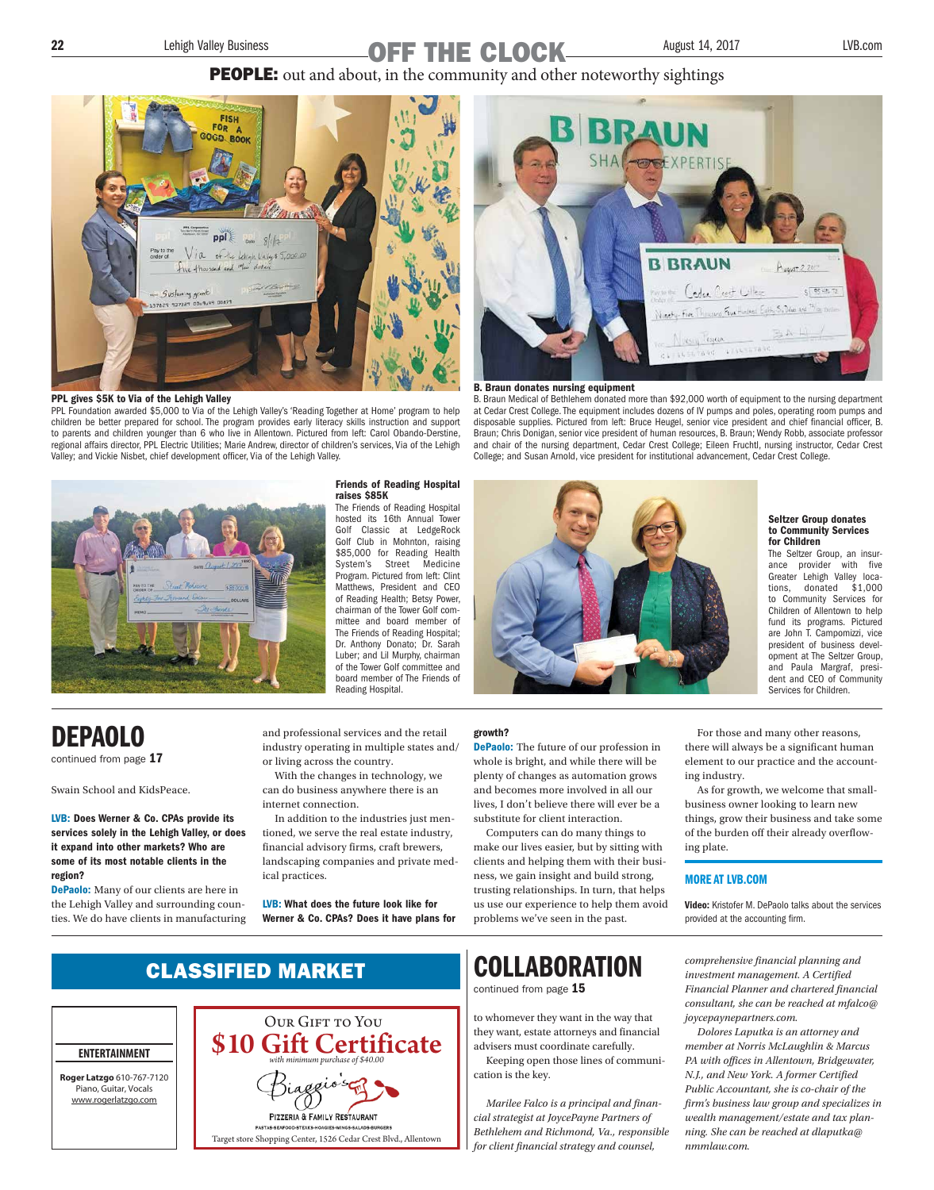# OFF THE CLOCK

**PEOPLE:** out and about, in the community and other noteworthy sightings

**PPL gives $5K to Via of the Lehigh Valley**

PPL Foundation awarded $5,000 to Via of the Lehigh Valley's 'Reading Together at Home' program to help children be better prepared for school. The program provides early literacy skills instruction and support to parents and children younger than 6 who live in Allentown. Pictured from left: Carol Obando-Derstine, regional affairs director, PPL Electric Utilities; Marie Andrew, director of children's services, Via of the Lehigh Valley; and Vickie Nisbet, chief development officer, Via of the Lehigh Valley.

**B. Braun donates nursing equipment**

B. Braun Medical of Bethlehem donated more than $92,000 worth of equipment to the nursing department at Cedar Crest College. The equipment includes dozens of IV pumps and poles, operating room pumps and disposable supplies. Pictured from left: Bruce Heugel, senior vice president and chief financial officer, B. Braun; Chris Donigan, senior vice president of human resources, B. Braun; Wendy Robb, associate professor and chair of the nursing department, Cedar Crest College; Eileen Fruchtl, nursing instructor, Cedar Crest College; and Susan Arnold, vice president for institutional advancement, Cedar Crest College.

**Friends of Reading Hospital raises $85K**

The Friends of Reading Hospital hosted its 16th Annual Tower Golf Classic at LedgeRock Golf Club in Mohnton, raising $85,000 for Reading Health System's Street Medicine Program. Pictured from left: Clint Matthews, President and CEO of Reading Health; Betsy Power, chairman of the Tower Golf committee and board member of The Friends of Reading Hospital; Dr. Anthony Donato; Dr. Sarah Luber; and Lil Murphy, chairman of the Tower Golf committee and board member of The Friends of Reading Hospital.

**Seltzer Group donates to Community Services for Children**

The Seltzer Group, an insurance provider with five Greater Lehigh Valley locations, donated $1,000 to Community Services for Children of Allentown to help fund its programs. Pictured are John T. Campomizzi, vice president of business development at The Seltzer Group, and Paula Margraf, president and CEO of Community Services for Children.

## DEPAOLO

continued from page **17**

Swain School and KidsPeace.

**LVB: Does Werner & Co. CPAs provide its services solely in the Lehigh Valley, or does it expand into other markets? Who are some of its most notable clients in the region?**

**DePaolo:** Many of our clients are here in the Lehigh Valley and surrounding counties. We do have clients in manufacturing and professional services and the retail industry operating in multiple states and/or living across the country.

With the changes in technology, we can do business anywhere there is an internet connection.

In addition to the industries just mentioned, we serve the real estate industry, financial advisory firms, craft brewers, landscaping companies and private medical practices.

**LVB: What does the future look like for Werner & Co. CPAs? Does it have plans for growth?**

**DePaolo:** The future of our profession in whole is bright, and while there will be plenty of changes as automation grows and becomes more involved in all our lives, I don't believe there will ever be a substitute for client interaction.

Computers can do many things to make our lives easier, but by sitting with clients and helping them with their business, we gain insight and build strong, trusting relationships. In turn, that helps us use our experience to help them avoid problems we've seen in the past.

For those and many other reasons, there will always be a significant human element to our practice and the accounting industry.

As for growth, we welcome that small-business owner looking to learn new things, grow their business and take some of the burden off their already overflowing plate.

**MORE AT LVB.COM**

**Video:** Kristofer M. DePaolo talks about the services provided at the accounting firm.

## CLASSIFIED MARKET

**ENTERTAINMENT**

**Roger Latzgo** 610-767-7120
Piano, Guitar, Vocals
www.rogerlatzgo.com

Our Gift to You
**$10 Gift Certificate**
*with minimum purchase of $40.00*
Biaggio's
PIZZERIA & FAMILY RESTAURANT
PASTAS-SEAFOOD-STEAKS-HOAGIES-WINGS-SALADS-BURGERS
Target store Shopping Center, 1526 Cedar Crest Blvd., Allentown

## COLLABORATION

continued from page **15**

to whomever they want in the way that they want, estate attorneys and financial advisers must coordinate carefully.

Keeping open those lines of communication is the key.

*Marilee Falco is a principal and financial strategist at JoycePayne Partners of Bethlehem and Richmond, Va., responsible for client financial strategy and counsel, comprehensive financial planning and investment management. A Certified Financial Planner and chartered financial consultant, she can be reached at mfalco@joycepaynepartners.com.*

*Dolores Laputka is an attorney and member at Norris McLaughlin & Marcus PA with offices in Allentown, Bridgewater, N.J., and New York. A former Certified Public Accountant, she is co-chair of the firm's business law group and specializes in wealth management/estate and tax planning. She can be reached at dlaputka@nmmlaw.com.*